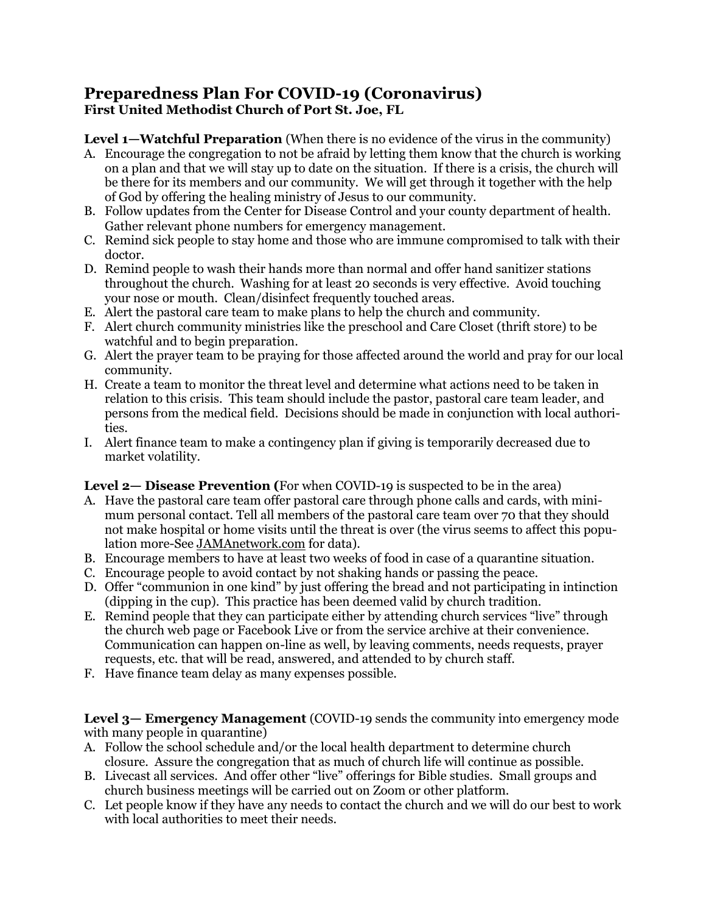# Preparedness Plan For COVID-19 (Coronavirus)

**First United Methodist Church of Port St. Joe, FL**

**Level 1—Watchful Preparation** (When there is no evidence of the virus in the community)

A. Encourage the congregation to not be afraid by letting them know that the church is working on a plan and that we will stay up to date on the situation. If there is a crisis, the church will be there for its members and our community. We will get through it together with the help of God by offering the healing ministry of Jesus to our community.
B. Follow updates from the Center for Disease Control and your county department of health. Gather relevant phone numbers for emergency management.
C. Remind sick people to stay home and those who are immune compromised to talk with their doctor.
D. Remind people to wash their hands more than normal and offer hand sanitizer stations throughout the church. Washing for at least 20 seconds is very effective. Avoid touching your nose or mouth. Clean/disinfect frequently touched areas.
E. Alert the pastoral care team to make plans to help the church and community.
F. Alert church community ministries like the preschool and Care Closet (thrift store) to be watchful and to begin preparation.
G. Alert the prayer team to be praying for those affected around the world and pray for our local community.
H. Create a team to monitor the threat level and determine what actions need to be taken in relation to this crisis. This team should include the pastor, pastoral care team leader, and persons from the medical field. Decisions should be made in conjunction with local authorities.
I. Alert finance team to make a contingency plan if giving is temporarily decreased due to market volatility.

**Level 2— Disease Prevention (**For when COVID-19 is suspected to be in the area)

A. Have the pastoral care team offer pastoral care through phone calls and cards, with minimum personal contact. Tell all members of the pastoral care team over 70 that they should not make hospital or home visits until the threat is over (the virus seems to affect this population more-See JAMAnetwork.com for data).
B. Encourage members to have at least two weeks of food in case of a quarantine situation.
C. Encourage people to avoid contact by not shaking hands or passing the peace.
D. Offer "communion in one kind" by just offering the bread and not participating in intinction (dipping in the cup). This practice has been deemed valid by church tradition.
E. Remind people that they can participate either by attending church services "live" through the church web page or Facebook Live or from the service archive at their convenience. Communication can happen on-line as well, by leaving comments, needs requests, prayer requests, etc. that will be read, answered, and attended to by church staff.
F. Have finance team delay as many expenses possible.

**Level 3— Emergency Management** (COVID-19 sends the community into emergency mode with many people in quarantine)

A. Follow the school schedule and/or the local health department to determine church closure. Assure the congregation that as much of church life will continue as possible.
B. Livecast all services. And offer other "live" offerings for Bible studies. Small groups and church business meetings will be carried out on Zoom or other platform.
C. Let people know if they have any needs to contact the church and we will do our best to work with local authorities to meet their needs.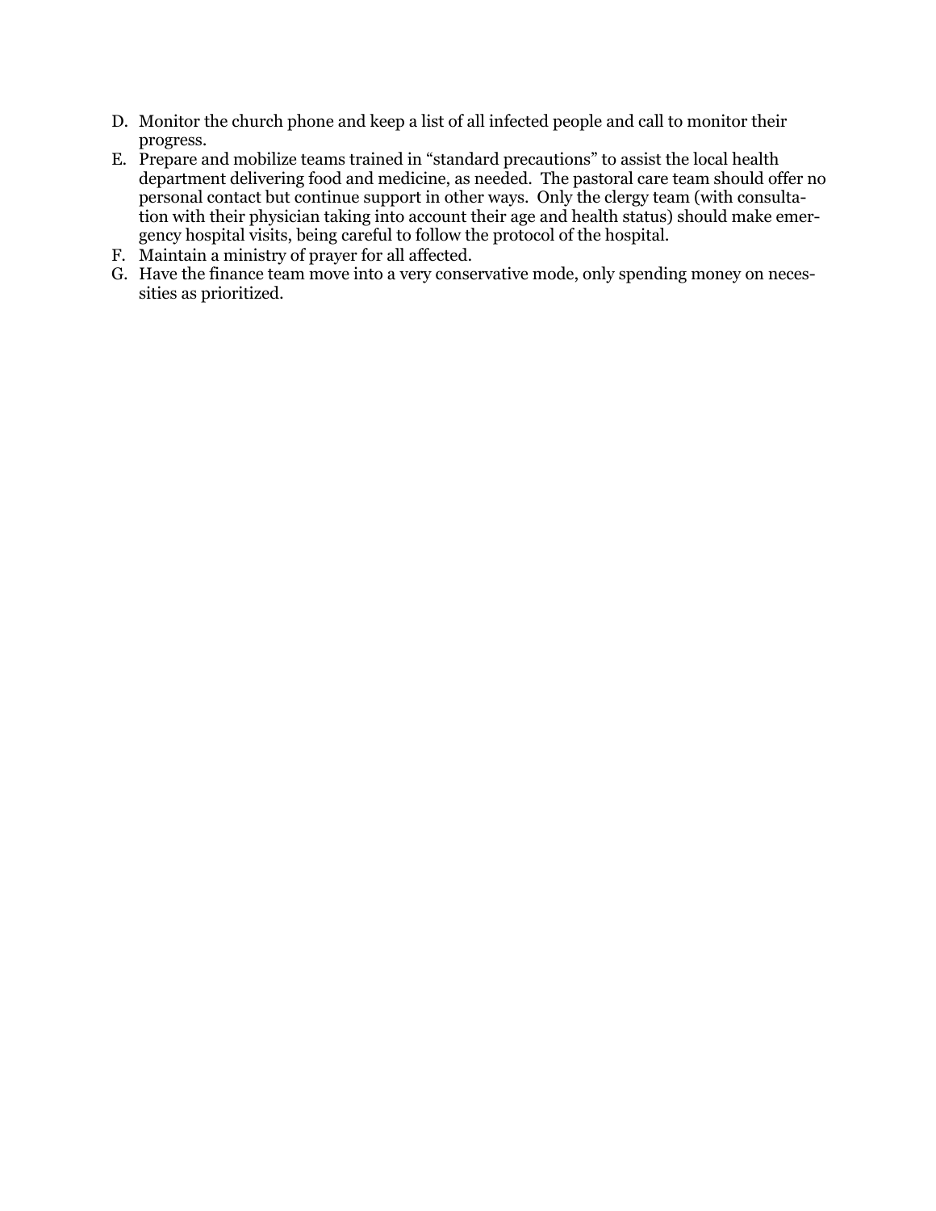D. Monitor the church phone and keep a list of all infected people and call to monitor their progress.
E. Prepare and mobilize teams trained in "standard precautions" to assist the local health department delivering food and medicine, as needed. The pastoral care team should offer no personal contact but continue support in other ways. Only the clergy team (with consultation with their physician taking into account their age and health status) should make emergency hospital visits, being careful to follow the protocol of the hospital.
F. Maintain a ministry of prayer for all affected.
G. Have the finance team move into a very conservative mode, only spending money on necessities as prioritized.